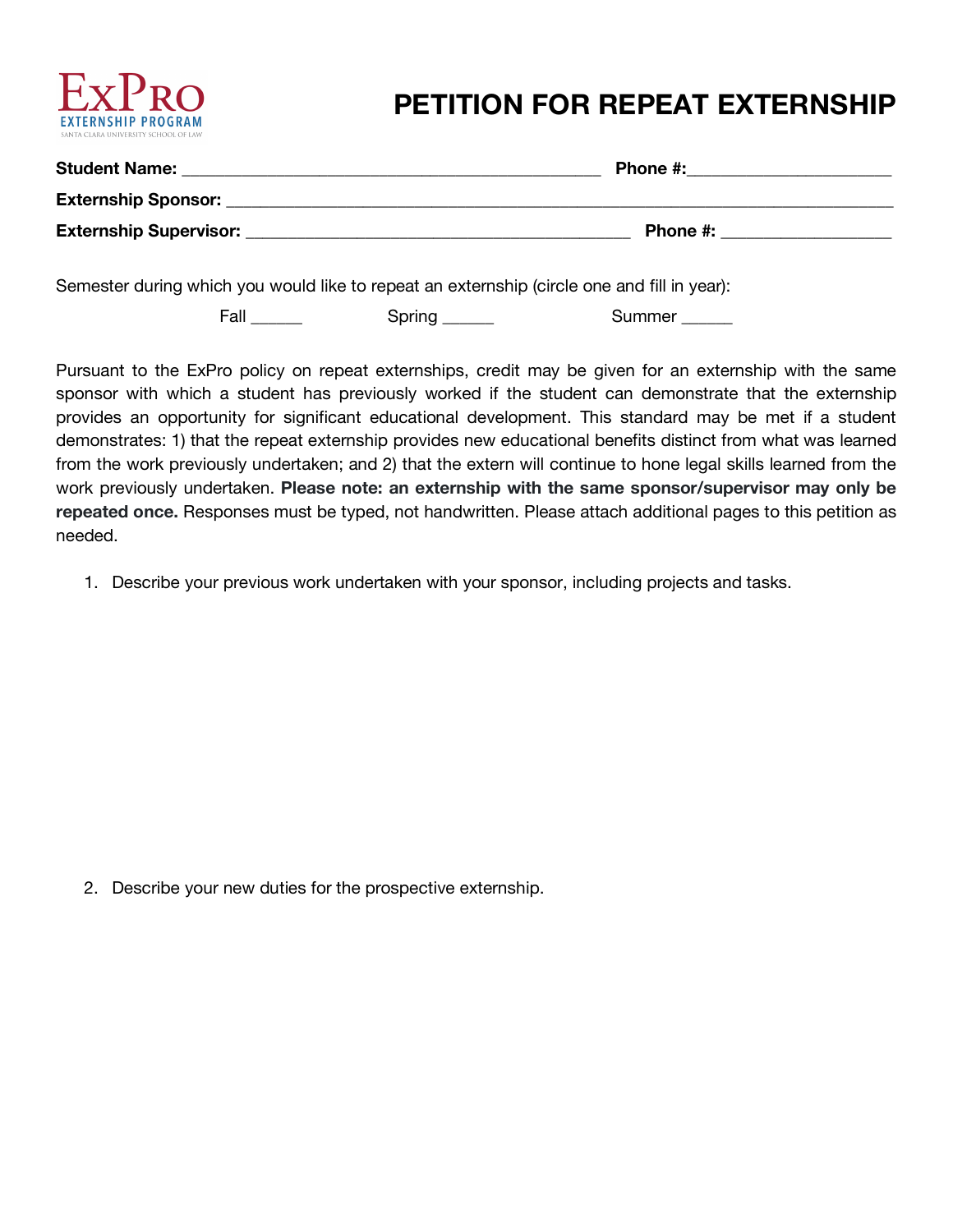ExPro
EXTERNSHIP PROGRAM
SANTA CLARA UNIVERSITY SCHOOL OF LAW

# PETITION FOR REPEAT EXTERNSHIP

**Student Name:** _______________________________________________ **Phone #:**_____________________

**Externship Sponsor:** ________________________________________________________________________

**Externship Supervisor:** ___________________________________________ **Phone #:** _________________

Semester during which you would like to repeat an externship (circle one and fill in year):

Fall ______ Spring ______ Summer ______

Pursuant to the ExPro policy on repeat externships, credit may be given for an externship with the same sponsor with which a student has previously worked if the student can demonstrate that the externship provides an opportunity for significant educational development. This standard may be met if a student demonstrates: 1) that the repeat externship provides new educational benefits distinct from what was learned from the work previously undertaken; and 2) that the extern will continue to hone legal skills learned from the work previously undertaken. **Please note: an externship with the same sponsor/supervisor may only be repeated once.** Responses must be typed, not handwritten. Please attach additional pages to this petition as needed.

1. Describe your previous work undertaken with your sponsor, including projects and tasks.

2. Describe your new duties for the prospective externship.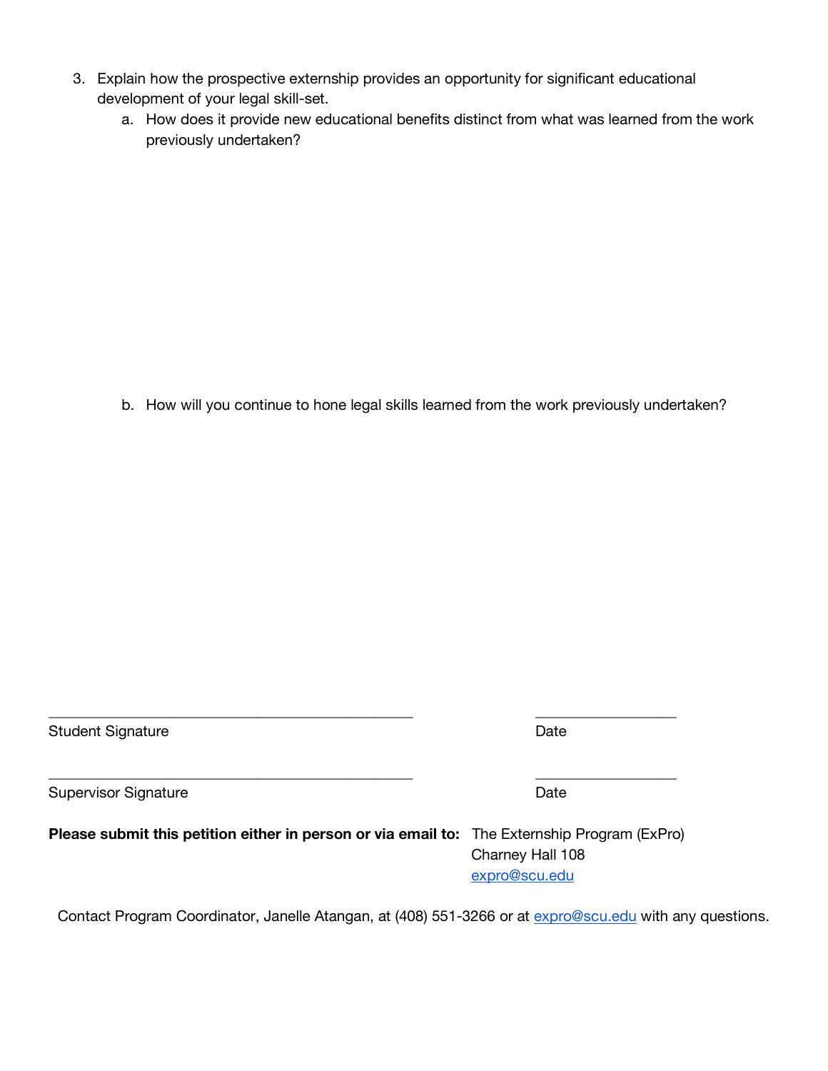3. Explain how the prospective externship provides an opportunity for significant educational development of your legal skill-set.
    a. How does it provide new educational benefits distinct from what was learned from the work previously undertaken?

    b. How will you continue to hone legal skills learned from the work previously undertaken?

_______________________________________________ &nbsp;&nbsp;&nbsp;&nbsp;&nbsp;&nbsp;&nbsp;&nbsp; __________________
Student Signature &nbsp;&nbsp;&nbsp;&nbsp;&nbsp;&nbsp;&nbsp;&nbsp;&nbsp;&nbsp;&nbsp;&nbsp;&nbsp;&nbsp;&nbsp;&nbsp;&nbsp;&nbsp;&nbsp;&nbsp;&nbsp;&nbsp;&nbsp;&nbsp;&nbsp;&nbsp;&nbsp;&nbsp;&nbsp;&nbsp;&nbsp;&nbsp;&nbsp;&nbsp;&nbsp;&nbsp;&nbsp;&nbsp;&nbsp;&nbsp; Date

_______________________________________________ &nbsp;&nbsp;&nbsp;&nbsp;&nbsp;&nbsp;&nbsp;&nbsp; __________________
Supervisor Signature &nbsp;&nbsp;&nbsp;&nbsp;&nbsp;&nbsp;&nbsp;&nbsp;&nbsp;&nbsp;&nbsp;&nbsp;&nbsp;&nbsp;&nbsp;&nbsp;&nbsp;&nbsp;&nbsp;&nbsp;&nbsp;&nbsp;&nbsp;&nbsp;&nbsp;&nbsp;&nbsp;&nbsp;&nbsp;&nbsp;&nbsp;&nbsp;&nbsp;&nbsp;&nbsp; Date

**Please submit this petition either in person or via email to:** The Externship Program (ExPro)
Charney Hall 108
expro@scu.edu

Contact Program Coordinator, Janelle Atangan, at (408) 551-3266 or at expro@scu.edu with any questions.